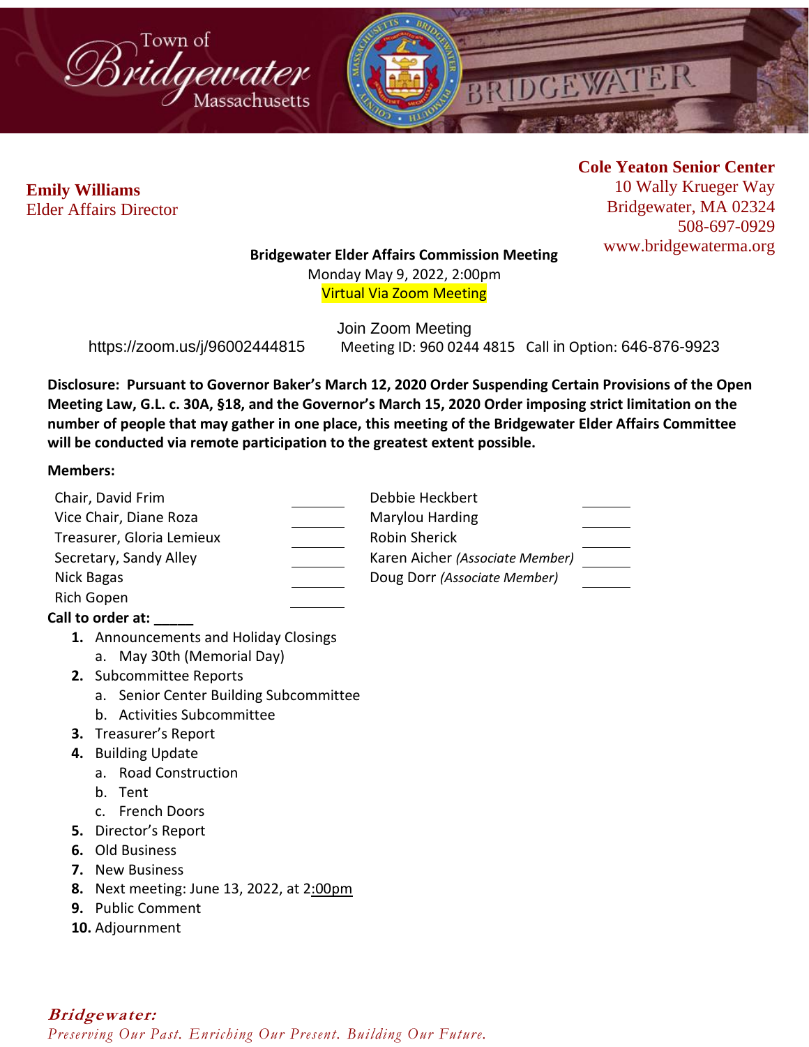Town of Bridgewater Massachusetts

**Emily Williams**
Elder Affairs Director

**Cole Yeaton Senior Center**
10 Wally Krueger Way
Bridgewater, MA 02324
508-697-0929
www.bridgewaterma.org

**Bridgewater Elder Affairs Commission Meeting**
Monday May 9, 2022, 2:00pm
Virtual Via Zoom Meeting

Join Zoom Meeting
https://zoom.us/j/96002444815 Meeting ID: 960 0244 4815 Call in Option: 646-876-9923

**Disclosure: Pursuant to Governor Baker's March 12, 2020 Order Suspending Certain Provisions of the Open Meeting Law, G.L. c. 30A, §18, and the Governor's March 15, 2020 Order imposing strict limitation on the number of people that may gather in one place, this meeting of the Bridgewater Elder Affairs Committee will be conducted via remote participation to the greatest extent possible.**

**Members:**

| | | | |
|---|---|---|---|
| Chair, David Frim | _______ | Debbie Heckbert | _______ |
| Vice Chair, Diane Roza | _______ | Marylou Harding | _______ |
| Treasurer, Gloria Lemieux | _______ | Robin Sherick | _______ |
| Secretary, Sandy Alley | _______ | Karen Aicher *(Associate Member)* | _______ |
| Nick Bagas | _______ | Doug Dorr *(Associate Member)* | _______ |
| Rich Gopen | _______ | | |

**Call to order at: _____**

1. Announcements and Holiday Closings
   a. May 30th (Memorial Day)
2. Subcommittee Reports
   a. Senior Center Building Subcommittee
   b. Activities Subcommittee
3. Treasurer's Report
4. Building Update
   a. Road Construction
   b. Tent
   c. French Doors
5. Director's Report
6. Old Business
7. New Business
8. Next meeting: June 13, 2022, at 2:00pm
9. Public Comment
10. Adjournment

***Bridgewater:***
*Preserving Our Past. Enriching Our Present. Building Our Future.*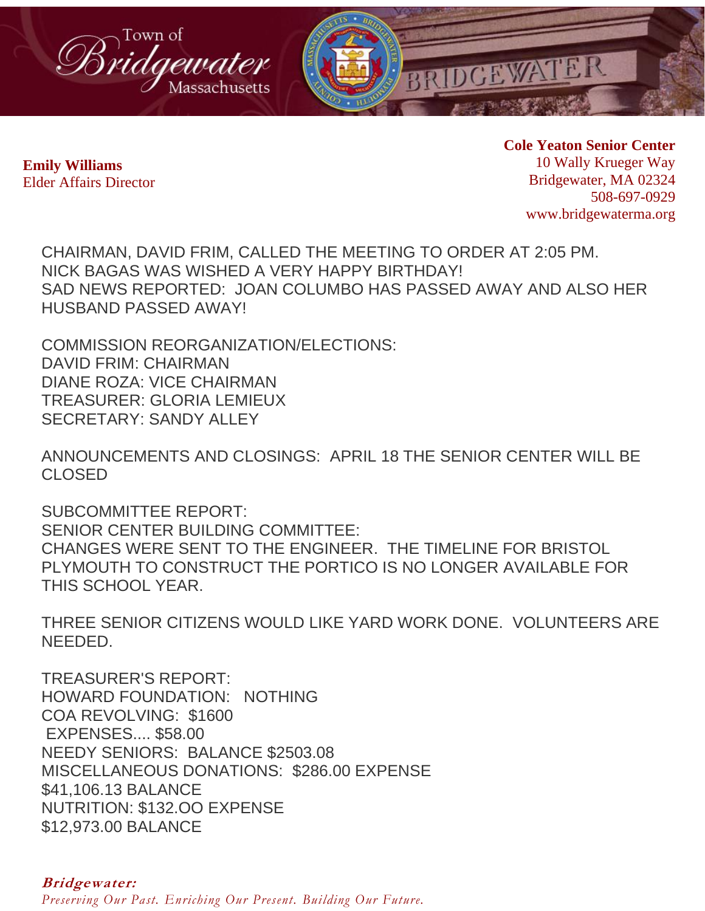**Emily Williams**
Elder Affairs Director

**Cole Yeaton Senior Center**
10 Wally Krueger Way
Bridgewater, MA 02324
508-697-0929
www.bridgewaterma.org

CHAIRMAN, DAVID FRIM, CALLED THE MEETING TO ORDER AT 2:05 PM.
NICK BAGAS WAS WISHED A VERY HAPPY BIRTHDAY!
SAD NEWS REPORTED: JOAN COLUMBO HAS PASSED AWAY AND ALSO HER HUSBAND PASSED AWAY!

COMMISSION REORGANIZATION/ELECTIONS:
DAVID FRIM: CHAIRMAN
DIANE ROZA: VICE CHAIRMAN
TREASURER: GLORIA LEMIEUX
SECRETARY: SANDY ALLEY

ANNOUNCEMENTS AND CLOSINGS: APRIL 18 THE SENIOR CENTER WILL BE CLOSED

SUBCOMMITTEE REPORT:
SENIOR CENTER BUILDING COMMITTEE:
CHANGES WERE SENT TO THE ENGINEER. THE TIMELINE FOR BRISTOL PLYMOUTH TO CONSTRUCT THE PORTICO IS NO LONGER AVAILABLE FOR THIS SCHOOL YEAR.

THREE SENIOR CITIZENS WOULD LIKE YARD WORK DONE. VOLUNTEERS ARE NEEDED.

TREASURER'S REPORT:
HOWARD FOUNDATION: NOTHING
COA REVOLVING: $1600
EXPENSES.... $58.00
NEEDY SENIORS: BALANCE $2503.08
MISCELLANEOUS DONATIONS: $286.00 EXPENSE
$41,106.13 BALANCE
NUTRITION: $132.OO EXPENSE
$12,973.00 BALANCE

**Bridgewater:**
*Preserving Our Past. Enriching Our Present. Building Our Future.*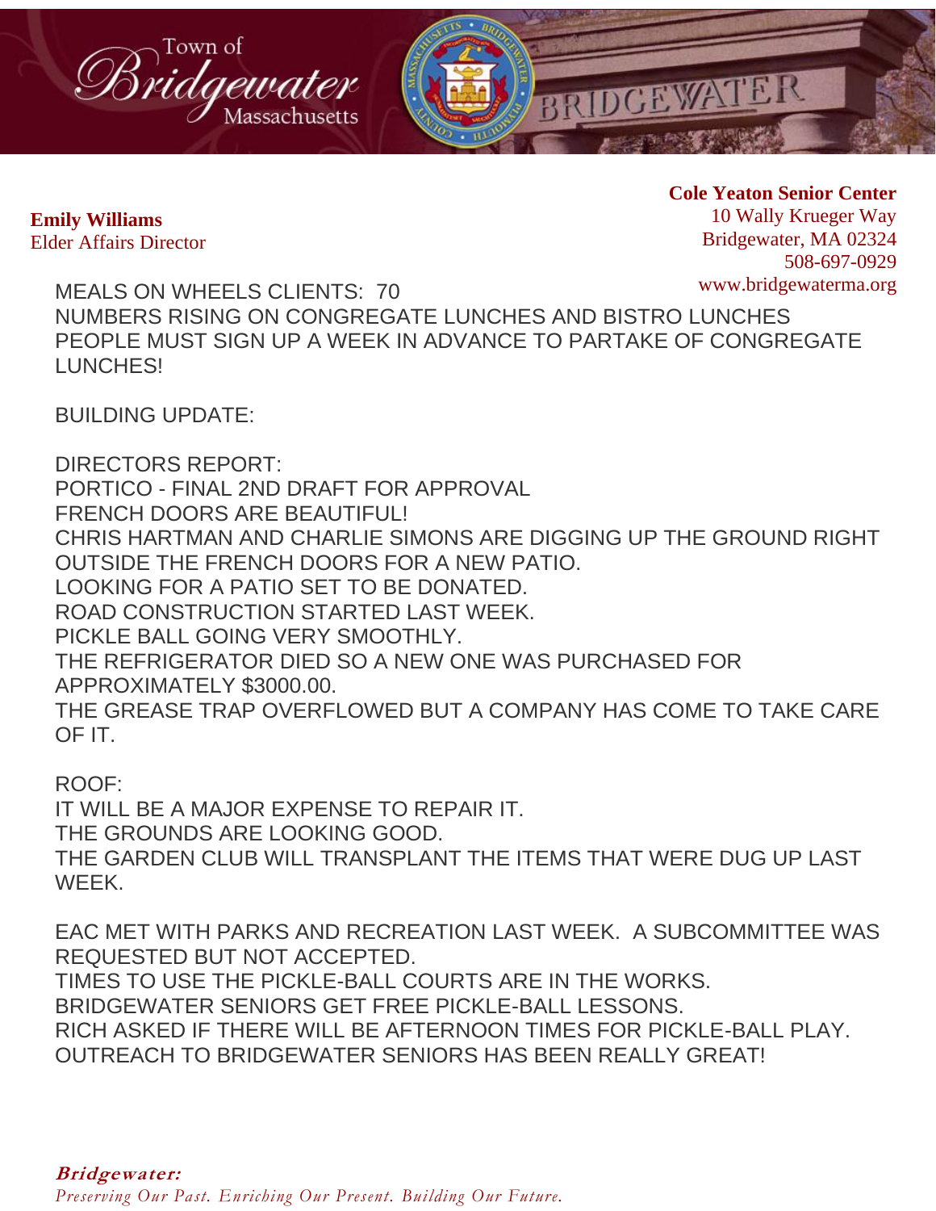**Emily Williams**
Elder Affairs Director

**Cole Yeaton Senior Center**
10 Wally Krueger Way
Bridgewater, MA 02324
508-697-0929
www.bridgewaterma.org

MEALS ON WHEELS CLIENTS: 70
NUMBERS RISING ON CONGREGATE LUNCHES AND BISTRO LUNCHES
PEOPLE MUST SIGN UP A WEEK IN ADVANCE TO PARTAKE OF CONGREGATE LUNCHES!

BUILDING UPDATE:

DIRECTORS REPORT:
PORTICO - FINAL 2ND DRAFT FOR APPROVAL
FRENCH DOORS ARE BEAUTIFUL!
CHRIS HARTMAN AND CHARLIE SIMONS ARE DIGGING UP THE GROUND RIGHT OUTSIDE THE FRENCH DOORS FOR A NEW PATIO.
LOOKING FOR A PATIO SET TO BE DONATED.
ROAD CONSTRUCTION STARTED LAST WEEK.
PICKLE BALL GOING VERY SMOOTHLY.
THE REFRIGERATOR DIED SO A NEW ONE WAS PURCHASED FOR APPROXIMATELY $3000.00.
THE GREASE TRAP OVERFLOWED BUT A COMPANY HAS COME TO TAKE CARE OF IT.

ROOF:
IT WILL BE A MAJOR EXPENSE TO REPAIR IT.
THE GROUNDS ARE LOOKING GOOD.
THE GARDEN CLUB WILL TRANSPLANT THE ITEMS THAT WERE DUG UP LAST WEEK.

EAC MET WITH PARKS AND RECREATION LAST WEEK. A SUBCOMMITTEE WAS REQUESTED BUT NOT ACCEPTED.
TIMES TO USE THE PICKLE-BALL COURTS ARE IN THE WORKS.
BRIDGEWATER SENIORS GET FREE PICKLE-BALL LESSONS.
RICH ASKED IF THERE WILL BE AFTERNOON TIMES FOR PICKLE-BALL PLAY.
OUTREACH TO BRIDGEWATER SENIORS HAS BEEN REALLY GREAT!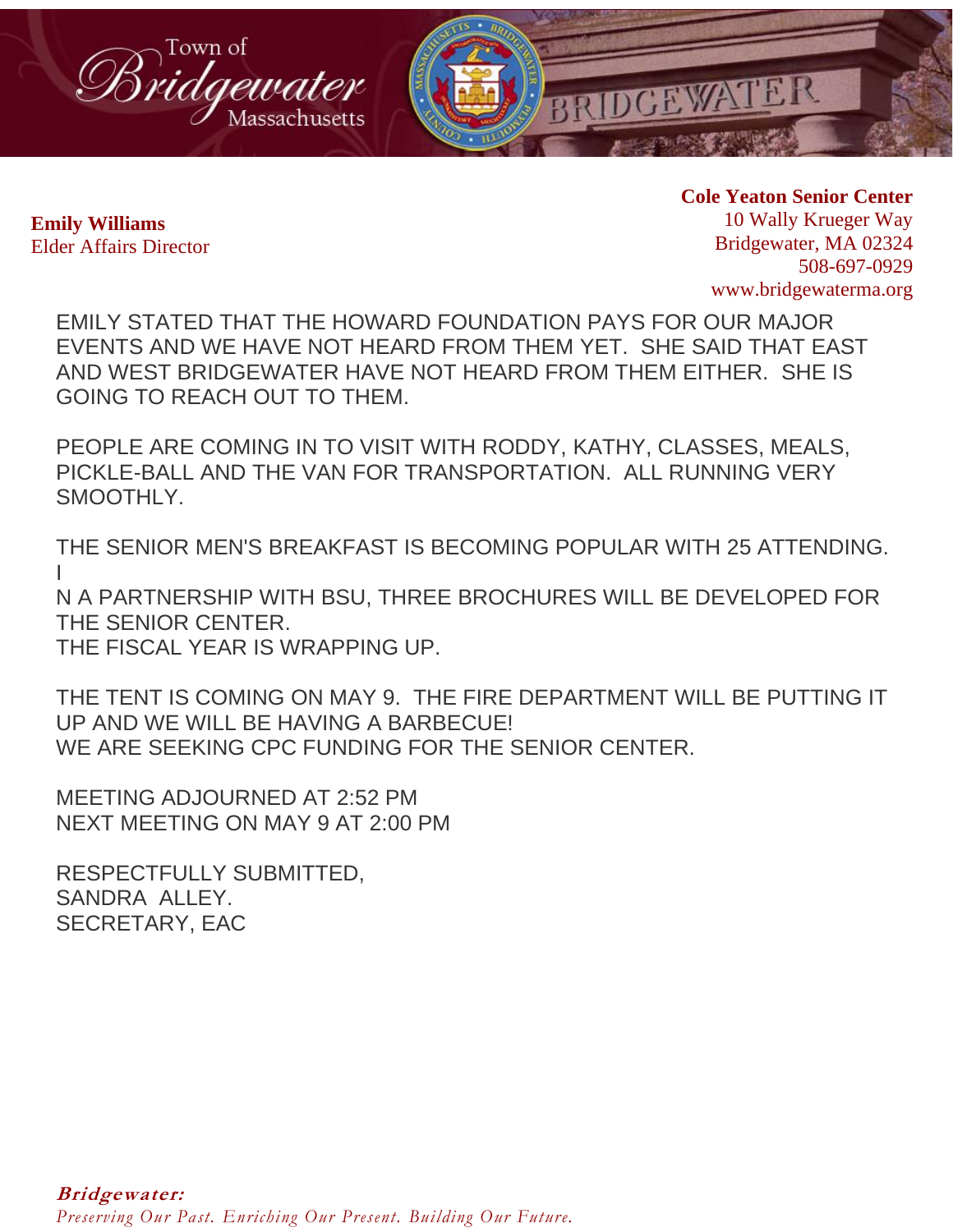**Emily Williams**
Elder Affairs Director

**Cole Yeaton Senior Center**
10 Wally Krueger Way
Bridgewater, MA 02324
508-697-0929
www.bridgewaterma.org

EMILY STATED THAT THE HOWARD FOUNDATION PAYS FOR OUR MAJOR EVENTS AND WE HAVE NOT HEARD FROM THEM YET. SHE SAID THAT EAST AND WEST BRIDGEWATER HAVE NOT HEARD FROM THEM EITHER. SHE IS GOING TO REACH OUT TO THEM.

PEOPLE ARE COMING IN TO VISIT WITH RODDY, KATHY, CLASSES, MEALS, PICKLE-BALL AND THE VAN FOR TRANSPORTATION. ALL RUNNING VERY SMOOTHLY.

THE SENIOR MEN'S BREAKFAST IS BECOMING POPULAR WITH 25 ATTENDING.
I
N A PARTNERSHIP WITH BSU, THREE BROCHURES WILL BE DEVELOPED FOR THE SENIOR CENTER.
THE FISCAL YEAR IS WRAPPING UP.

THE TENT IS COMING ON MAY 9. THE FIRE DEPARTMENT WILL BE PUTTING IT UP AND WE WILL BE HAVING A BARBECUE!
WE ARE SEEKING CPC FUNDING FOR THE SENIOR CENTER.

MEETING ADJOURNED AT 2:52 PM
NEXT MEETING ON MAY 9 AT 2:00 PM

RESPECTFULLY SUBMITTED,
SANDRA ALLEY.
SECRETARY, EAC